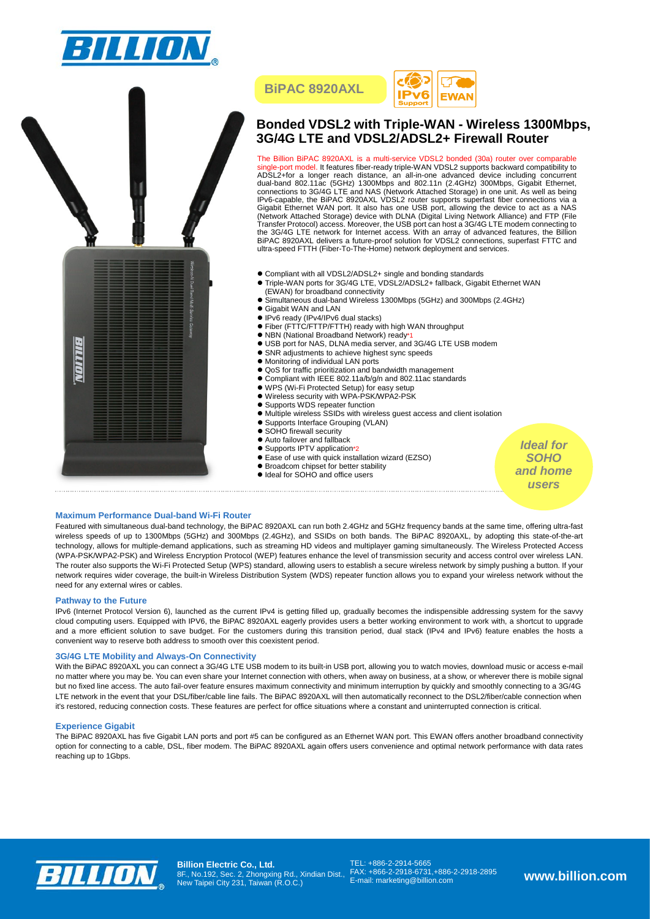# BiPAC 8920AXL

## Bonded VDSL2 with Triple-WAN - Wireless 1300Mbps, 3G/4G LTE and VDSL2/ADSL2+ Firewall Router

The Billion BiPAC 8920AXL is a multi-service VDSL2 bonded (30a) router over comparable single-port model. It features fiber-ready triple-WAN VDSL2 supports backward compatibility to ADSL2+for a longer reach distance, an all-in-one advanced device including concurrent dual-band 802.11ac (5GHz) 1300Mbps and 802.11n (2.4GHz) 300Mbps, Gigabit Ethernet, connections to 3G/4G LTE and NAS (Network Attached Storage) in one unit. As well as being IPv6-capable, the BiPAC 8920AXL VDSL2 router supports superfast fiber connections via a Gigabit Ethernet WAN port. It also has one USB port, allowing the device to act as a NAS (Network Attached Storage) device with DLNA (Digital Living Network Alliance) and FTP (File Transfer Protocol) access. Moreover, the USB port can host a 3G/4G LTE modem connecting to the 3G/4G LTE network for Internet access. With an array of advanced features, the Billion BiPAC 8920AXL delivers a future-proof solution for VDSL2 connections, superfast FTTC and ultra-speed FTTH (Fiber-To-The-Home) network deployment and services.

- Compliant with all VDSL2/ADSL2+ single and bonding standards
- Triple-WAN ports for 3G/4G LTE, VDSL2/ADSL2+ fallback, Gigabit Ethernet WAN (EWAN) for broadband connectivity
- Simultaneous dual-band Wireless 1300Mbps (5GHz) and 300Mbps (2.4GHz)
- Gigabit WAN and LAN
- IPv6 ready (IPv4/IPv6 dual stacks)
- Fiber (FTTC/FTTP/FTTH) ready with high WAN throughput
- NBN (National Broadband Network) ready*1
- USB port for NAS, DLNA media server, and 3G/4G LTE USB modem
- SNR adjustments to achieve highest sync speeds
- Monitoring of individual LAN ports
- QoS for traffic prioritization and bandwidth management
- Compliant with IEEE 802.11a/b/g/n and 802.11ac standards
- WPS (Wi-Fi Protected Setup) for easy setup
- Wireless security with WPA-PSK/WPA2-PSK
- Supports WDS repeater function
- Multiple wireless SSIDs with wireless guest access and client isolation
- Supports Interface Grouping (VLAN)
- SOHO firewall security
- Auto failover and fallback
- Supports IPTV application*2
- Ease of use with quick installation wizard (EZSO)
- Broadcom chipset for better stability
- Ideal for SOHO and office users

*Ideal for SOHO and home users*

### Maximum Performance Dual-band Wi-Fi Router

Featured with simultaneous dual-band technology, the BiPAC 8920AXL can run both 2.4GHz and 5GHz frequency bands at the same time, offering ultra-fast wireless speeds of up to 1300Mbps (5GHz) and 300Mbps (2.4GHz), and SSIDs on both bands. The BiPAC 8920AXL, by adopting this state-of-the-art technology, allows for multiple-demand applications, such as streaming HD videos and multiplayer gaming simultaneously. The Wireless Protected Access (WPA-PSK/WPA2-PSK) and Wireless Encryption Protocol (WEP) features enhance the level of transmission security and access control over wireless LAN. The router also supports the Wi-Fi Protected Setup (WPS) standard, allowing users to establish a secure wireless network by simply pushing a button. If your network requires wider coverage, the built-in Wireless Distribution System (WDS) repeater function allows you to expand your wireless network without the need for any external wires or cables.

### Pathway to the Future

IPv6 (Internet Protocol Version 6), launched as the current IPv4 is getting filled up, gradually becomes the indispensible addressing system for the savvy cloud computing users. Equipped with IPV6, the BiPAC 8920AXL eagerly provides users a better working environment to work with, a shortcut to upgrade and a more efficient solution to save budget. For the customers during this transition period, dual stack (IPv4 and IPv6) feature enables the hosts a convenient way to reserve both address to smooth over this coexistent period.

### 3G/4G LTE Mobility and Always-On Connectivity

With the BiPAC 8920AXL you can connect a 3G/4G LTE USB modem to its built-in USB port, allowing you to watch movies, download music or access e-mail no matter where you may be. You can even share your Internet connection with others, when away on business, at a show, or wherever there is mobile signal but no fixed line access. The auto fail-over feature ensures maximum connectivity and minimum interruption by quickly and smoothly connecting to a 3G/4G LTE network in the event that your DSL/fiber/cable line fails. The BiPAC 8920AXL will then automatically reconnect to the DSL2/fiber/cable connection when it's restored, reducing connection costs. These features are perfect for office situations where a constant and uninterrupted connection is critical.

### Experience Gigabit

The BiPAC 8920AXL has five Gigabit LAN ports and port #5 can be configured as an Ethernet WAN port. This EWAN offers another broadband connectivity option for connecting to a cable, DSL, fiber modem. The BiPAC 8920AXL again offers users convenience and optimal network performance with data rates reaching up to 1Gbps.

**Billion Electric Co., Ltd.**
8F., No.192, Sec. 2, Zhongxing Rd., Xindian Dist., New Taipei City 231, Taiwan (R.O.C.)

TEL: +886-2-2914-5665
FAX: +866-2-2918-6731,+886-2-2918-2895
E-mail: marketing@billion.com

www.billion.com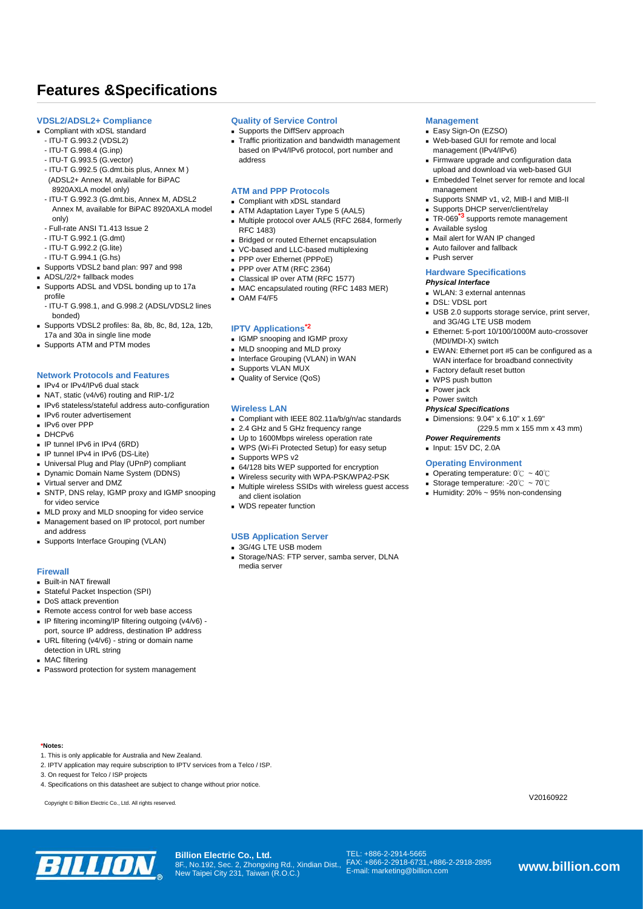# Features &Specifications

### VDSL2/ADSL2+ Compliance

- Compliant with xDSL standard
  - ITU-T G.993.2 (VDSL2)
  - ITU-T G.998.4 (G.inp)
  - ITU-T G.993.5 (G.vector)
  - ITU-T G.992.5 (G.dmt.bis plus, Annex M ) (ADSL2+ Annex M, available for BiPAC 8920AXLA model only)
  - ITU-T G.992.3 (G.dmt.bis, Annex M, ADSL2 Annex M, available for BiPAC 8920AXLA model only)
  - Full-rate ANSI T1.413 Issue 2
  - ITU-T G.992.1 (G.dmt)
  - ITU-T G.992.2 (G.lite)
  - ITU-T G.994.1 (G.hs)
- Supports VDSL2 band plan: 997 and 998
- ADSL/2/2+ fallback modes
- Supports ADSL and VDSL bonding up to 17a profile
  - ITU-T G.998.1, and G.998.2 (ADSL/VDSL2 lines bonded)
- Supports VDSL2 profiles: 8a, 8b, 8c, 8d, 12a, 12b, 17a and 30a in single line mode
- Supports ATM and PTM modes

### Network Protocols and Features

- IPv4 or IPv4/IPv6 dual stack
- NAT, static (v4/v6) routing and RIP-1/2
- IPv6 stateless/stateful address auto-configuration
- IPv6 router advertisement
- IPv6 over PPP
- DHCPv6
- IP tunnel IPv6 in IPv4 (6RD)
- IP tunnel IPv4 in IPv6 (DS-Lite)
- Universal Plug and Play (UPnP) compliant
- Dynamic Domain Name System (DDNS)
- Virtual server and DMZ
- SNTP, DNS relay, IGMP proxy and IGMP snooping for video service
- MLD proxy and MLD snooping for video service
- Management based on IP protocol, port number and address
- Supports Interface Grouping (VLAN)

### Firewall

- Built-in NAT firewall
- Stateful Packet Inspection (SPI)
- DoS attack prevention
- Remote access control for web base access
- IP filtering incoming/IP filtering outgoing (v4/v6) - port, source IP address, destination IP address
- URL filtering (v4/v6) - string or domain name detection in URL string
- MAC filtering
- Password protection for system management

### Quality of Service Control

- Supports the DiffServ approach
- Traffic prioritization and bandwidth management based on IPv4/IPv6 protocol, port number and address

### ATM and PPP Protocols

- Compliant with xDSL standard
- ATM Adaptation Layer Type 5 (AAL5)
- Multiple protocol over AAL5 (RFC 2684, formerly RFC 1483)
- Bridged or routed Ethernet encapsulation
- VC-based and LLC-based multiplexing
- PPP over Ethernet (PPPoE)
- PPP over ATM (RFC 2364)
- Classical IP over ATM (RFC 1577)
- MAC encapsulated routing (RFC 1483 MER)
- OAM F4/F5

### IPTV Applications*2

- IGMP snooping and IGMP proxy
- MLD snooping and MLD proxy
- Interface Grouping (VLAN) in WAN
- Supports VLAN MUX
- Quality of Service (QoS)

### Wireless LAN

- Compliant with IEEE 802.11a/b/g/n/ac standards
- 2.4 GHz and 5 GHz frequency range
- Up to 1600Mbps wireless operation rate
- WPS (Wi-Fi Protected Setup) for easy setup
- Supports WPS v2
- 64/128 bits WEP supported for encryption
- Wireless security with WPA-PSK/WPA2-PSK
- Multiple wireless SSIDs with wireless guest access and client isolation
- WDS repeater function

### USB Application Server

- 3G/4G LTE USB modem
- Storage/NAS: FTP server, samba server, DLNA media server

### Management

- Easy Sign-On (EZSO)
- Web-based GUI for remote and local management (IPv4/IPv6)
- Firmware upgrade and configuration data upload and download via web-based GUI
- Embedded Telnet server for remote and local management
- Supports SNMP v1, v2, MIB-I and MIB-II
- Supports DHCP server/client/relay
- TR-069*3 supports remote management
- Available syslog
- Mail alert for WAN IP changed
- Auto failover and fallback
- Push server

### Hardware Specifications

***Physical Interface***

- WLAN: 3 external antennas
- DSL: VDSL port
- USB 2.0 supports storage service, print server, and 3G/4G LTE USB modem
- Ethernet: 5-port 10/100/1000M auto-crossover (MDI/MDI-X) switch
- EWAN: Ethernet port #5 can be configured as a WAN interface for broadband connectivity
- Factory default reset button
- WPS push button
- Power jack
- Power switch

***Physical Specifications***

- Dimensions: 9.04" x 6.10" x 1.69" (229.5 mm x 155 mm x 43 mm)

***Power Requirements***

- Input: 15V DC, 2.0A

### Operating Environment

- Operating temperature: 0℃ ~ 40℃
- Storage temperature: -20℃ ~ 70℃
- Humidity: 20% ~ 95% non-condensing

**\*Notes:**

1. This is only applicable for Australia and New Zealand.
2. IPTV application may require subscription to IPTV services from a Telco / ISP.
3. On request for Telco / ISP projects
4. Specifications on this datasheet are subject to change without prior notice.

Copyright © Billion Electric Co., Ltd. All rights reserved.

V20160922

**Billion Electric Co., Ltd.**
8F., No.192, Sec. 2, Zhongxing Rd., Xindian Dist., New Taipei City 231, Taiwan (R.O.C.)

TEL: +886-2-2914-5665
FAX: +886-2-2918-6731,+886-2-2918-2895
E-mail: marketing@billion.com

**www.billion.com**